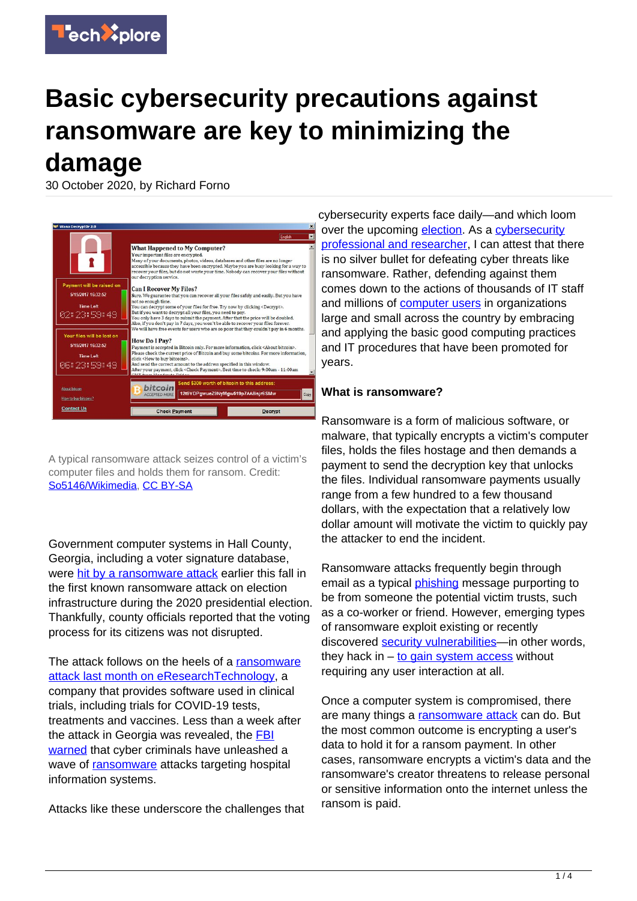# Basic cybersecurity precautions against ransomware are key to minimizing the damage

30 October 2020, by Richard Forno

A typical ransomware attack seizes control of a victim's computer files and holds them for ransom. Credit: So5146/Wikimedia, CC BY-SA

Government computer systems in Hall County, Georgia, including a voter signature database, were hit by a ransomware attack earlier this fall in the first known ransomware attack on election infrastructure during the 2020 presidential election. Thankfully, county officials reported that the voting process for its citizens was not disrupted.

The attack follows on the heels of a ransomware attack last month on eResearchTechnology, a company that provides software used in clinical trials, including trials for COVID-19 tests, treatments and vaccines. Less than a week after the attack in Georgia was revealed, the FBI warned that cyber criminals have unleashed a wave of ransomware attacks targeting hospital information systems.

Attacks like these underscore the challenges that cybersecurity experts face daily—and which loom over the upcoming election. As a cybersecurity professional and researcher, I can attest that there is no silver bullet for defeating cyber threats like ransomware. Rather, defending against them comes down to the actions of thousands of IT staff and millions of computer users in organizations large and small across the country by embracing and applying the basic good computing practices and IT procedures that have been promoted for years.

### What is ransomware?

Ransomware is a form of malicious software, or malware, that typically encrypts a victim's computer files, holds the files hostage and then demands a payment to send the decryption key that unlocks the files. Individual ransomware payments usually range from a few hundred to a few thousand dollars, with the expectation that a relatively low dollar amount will motivate the victim to quickly pay the attacker to end the incident.

Ransomware attacks frequently begin through email as a typical phishing message purporting to be from someone the potential victim trusts, such as a co-worker or friend. However, emerging types of ransomware exploit existing or recently discovered security vulnerabilities—in other words, they hack in – to gain system access without requiring any user interaction at all.

Once a computer system is compromised, there are many things a ransomware attack can do. But the most common outcome is encrypting a user's data to hold it for a ransom payment. In other cases, ransomware encrypts a victim's data and the ransomware's creator threatens to release personal or sensitive information onto the internet unless the ransom is paid.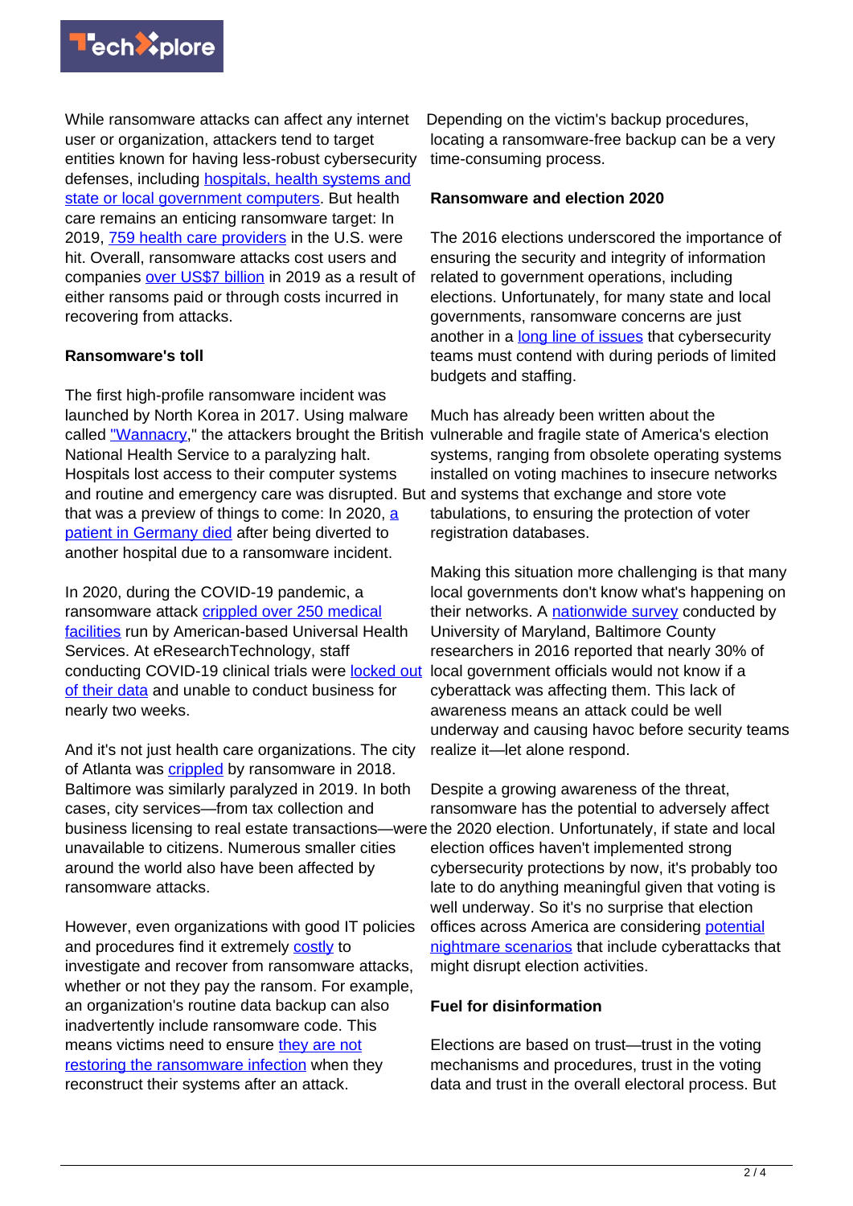While ransomware attacks can affect any internet user or organization, attackers tend to target entities known for having less-robust cybersecurity defenses, including hospitals, health systems and state or local government computers. But health care remains an enticing ransomware target: In 2019, 759 health care providers in the U.S. were hit. Overall, ransomware attacks cost users and companies over US$7 billion in 2019 as a result of either ransoms paid or through costs incurred in recovering from attacks.

**Ransomware's toll**

The first high-profile ransomware incident was launched by North Korea in 2017. Using malware called "Wannacry," the attackers brought the British National Health Service to a paralyzing halt. Hospitals lost access to their computer systems and routine and emergency care was disrupted. But that was a preview of things to come: In 2020, a patient in Germany died after being diverted to another hospital due to a ransomware incident.

In 2020, during the COVID-19 pandemic, a ransomware attack crippled over 250 medical facilities run by American-based Universal Health Services. At eResearchTechnology, staff conducting COVID-19 clinical trials were locked out of their data and unable to conduct business for nearly two weeks.

And it's not just health care organizations. The city of Atlanta was crippled by ransomware in 2018. Baltimore was similarly paralyzed in 2019. In both cases, city services—from tax collection and business licensing to real estate transactions—were unavailable to citizens. Numerous smaller cities around the world also have been affected by ransomware attacks.

However, even organizations with good IT policies and procedures find it extremely costly to investigate and recover from ransomware attacks, whether or not they pay the ransom. For example, an organization's routine data backup can also inadvertently include ransomware code. This means victims need to ensure they are not restoring the ransomware infection when they reconstruct their systems after an attack. Depending on the victim's backup procedures, locating a ransomware-free backup can be a very time-consuming process.

**Ransomware and election 2020**

The 2016 elections underscored the importance of ensuring the security and integrity of information related to government operations, including elections. Unfortunately, for many state and local governments, ransomware concerns are just another in a long line of issues that cybersecurity teams must contend with during periods of limited budgets and staffing.

Much has already been written about the vulnerable and fragile state of America's election systems, ranging from obsolete operating systems installed on voting machines to insecure networks and systems that exchange and store vote tabulations, to ensuring the protection of voter registration databases.

Making this situation more challenging is that many local governments don't know what's happening on their networks. A nationwide survey conducted by University of Maryland, Baltimore County researchers in 2016 reported that nearly 30% of local government officials would not know if a cyberattack was affecting them. This lack of awareness means an attack could be well underway and causing havoc before security teams realize it—let alone respond.

Despite a growing awareness of the threat, ransomware has the potential to adversely affect the 2020 election. Unfortunately, if state and local election offices haven't implemented strong cybersecurity protections by now, it's probably too late to do anything meaningful given that voting is well underway. So it's no surprise that election offices across America are considering potential nightmare scenarios that include cyberattacks that might disrupt election activities.

**Fuel for disinformation**

Elections are based on trust—trust in the voting mechanisms and procedures, trust in the voting data and trust in the overall electoral process. But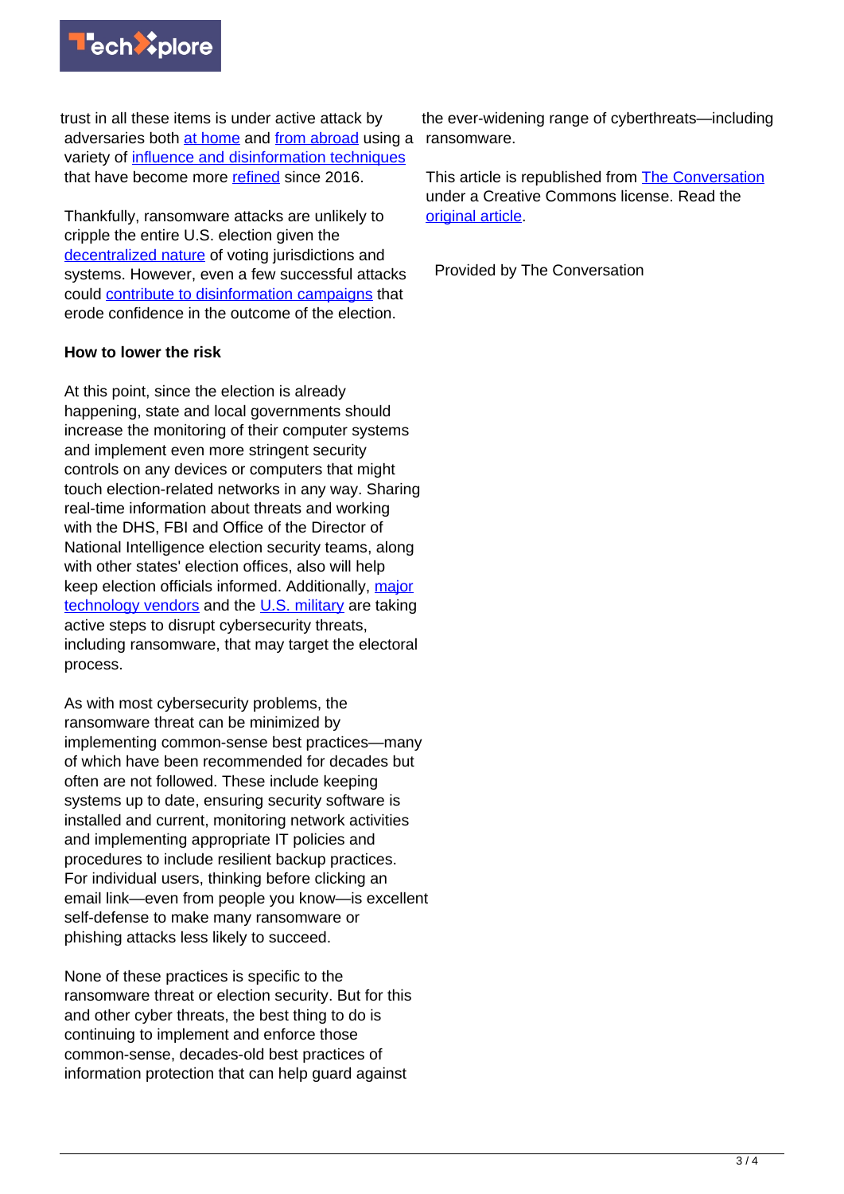trust in all these items is under active attack by adversaries both at home and from abroad using a variety of influence and disinformation techniques that have become more refined since 2016.

Thankfully, ransomware attacks are unlikely to cripple the entire U.S. election given the decentralized nature of voting jurisdictions and systems. However, even a few successful attacks could contribute to disinformation campaigns that erode confidence in the outcome of the election.

**How to lower the risk**

At this point, since the election is already happening, state and local governments should increase the monitoring of their computer systems and implement even more stringent security controls on any devices or computers that might touch election-related networks in any way. Sharing real-time information about threats and working with the DHS, FBI and Office of the Director of National Intelligence election security teams, along with other states' election offices, also will help keep election officials informed. Additionally, major technology vendors and the U.S. military are taking active steps to disrupt cybersecurity threats, including ransomware, that may target the electoral process.

As with most cybersecurity problems, the ransomware threat can be minimized by implementing common-sense best practices—many of which have been recommended for decades but often are not followed. These include keeping systems up to date, ensuring security software is installed and current, monitoring network activities and implementing appropriate IT policies and procedures to include resilient backup practices. For individual users, thinking before clicking an email link—even from people you know—is excellent self-defense to make many ransomware or phishing attacks less likely to succeed.

None of these practices is specific to the ransomware threat or election security. But for this and other cyber threats, the best thing to do is continuing to implement and enforce those common-sense, decades-old best practices of information protection that can help guard against the ever-widening range of cyberthreats—including ransomware.

This article is republished from The Conversation under a Creative Commons license. Read the original article.

Provided by The Conversation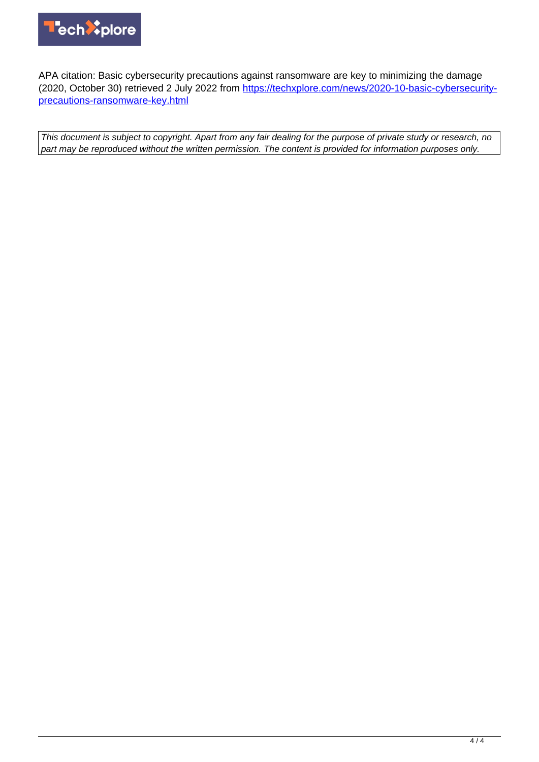APA citation: Basic cybersecurity precautions against ransomware are key to minimizing the damage (2020, October 30) retrieved 2 July 2022 from https://techxplore.com/news/2020-10-basic-cybersecurity-precautions-ransomware-key.html

*This document is subject to copyright. Apart from any fair dealing for the purpose of private study or research, no part may be reproduced without the written permission. The content is provided for information purposes only.*